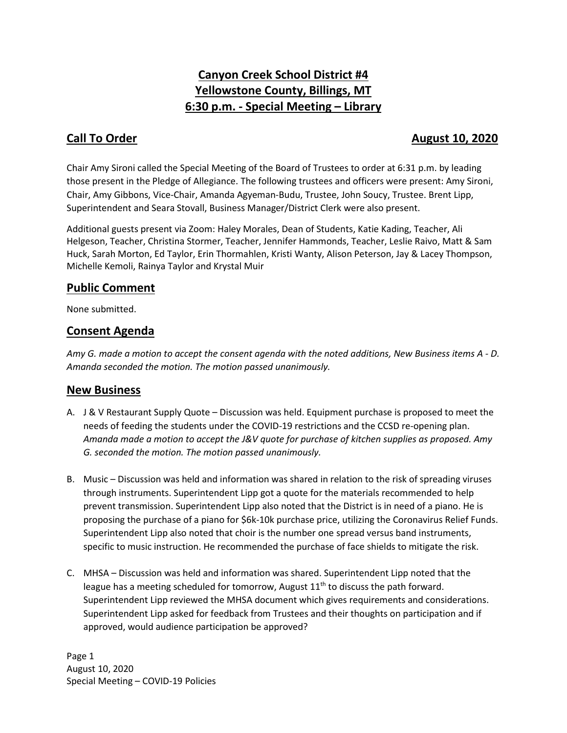# Canyon Creek School District #4
# Yellowstone County, Billings, MT
# 6:30 p.m. - Special Meeting – Library

## Call To Order — August 10, 2020

Chair Amy Sironi called the Special Meeting of the Board of Trustees to order at 6:31 p.m. by leading those present in the Pledge of Allegiance. The following trustees and officers were present: Amy Sironi, Chair, Amy Gibbons, Vice-Chair, Amanda Agyeman-Budu, Trustee, John Soucy, Trustee. Brent Lipp, Superintendent and Seara Stovall, Business Manager/District Clerk were also present.

Additional guests present via Zoom: Haley Morales, Dean of Students, Katie Kading, Teacher, Ali Helgeson, Teacher, Christina Stormer, Teacher, Jennifer Hammonds, Teacher, Leslie Raivo, Matt & Sam Huck, Sarah Morton, Ed Taylor, Erin Thormahlen, Kristi Wanty, Alison Peterson, Jay & Lacey Thompson, Michelle Kemoli, Rainya Taylor and Krystal Muir

## Public Comment

None submitted.

## Consent Agenda

*Amy G. made a motion to accept the consent agenda with the noted additions, New Business items A - D. Amanda seconded the motion. The motion passed unanimously.*

## New Business

A. J & V Restaurant Supply Quote – Discussion was held. Equipment purchase is proposed to meet the needs of feeding the students under the COVID-19 restrictions and the CCSD re-opening plan. *Amanda made a motion to accept the J&V quote for purchase of kitchen supplies as proposed. Amy G. seconded the motion. The motion passed unanimously.*

B. Music – Discussion was held and information was shared in relation to the risk of spreading viruses through instruments. Superintendent Lipp got a quote for the materials recommended to help prevent transmission. Superintendent Lipp also noted that the District is in need of a piano. He is proposing the purchase of a piano for $6k-10k purchase price, utilizing the Coronavirus Relief Funds. Superintendent Lipp also noted that choir is the number one spread versus band instruments, specific to music instruction. He recommended the purchase of face shields to mitigate the risk.

C. MHSA – Discussion was held and information was shared. Superintendent Lipp noted that the league has a meeting scheduled for tomorrow, August 11th to discuss the path forward. Superintendent Lipp reviewed the MHSA document which gives requirements and considerations. Superintendent Lipp asked for feedback from Trustees and their thoughts on participation and if approved, would audience participation be approved?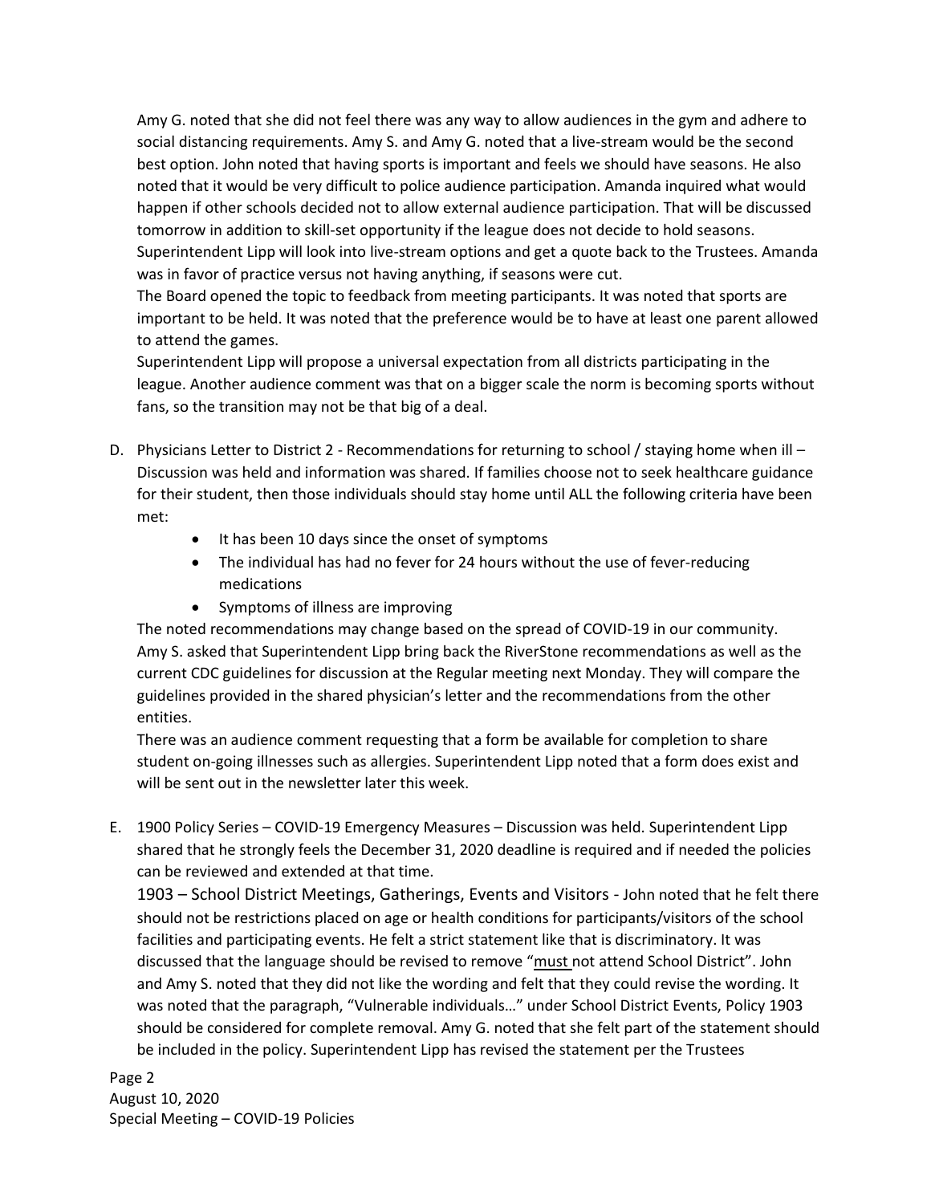Amy G. noted that she did not feel there was any way to allow audiences in the gym and adhere to social distancing requirements. Amy S. and Amy G. noted that a live-stream would be the second best option. John noted that having sports is important and feels we should have seasons. He also noted that it would be very difficult to police audience participation. Amanda inquired what would happen if other schools decided not to allow external audience participation. That will be discussed tomorrow in addition to skill-set opportunity if the league does not decide to hold seasons. Superintendent Lipp will look into live-stream options and get a quote back to the Trustees. Amanda was in favor of practice versus not having anything, if seasons were cut.
The Board opened the topic to feedback from meeting participants. It was noted that sports are important to be held. It was noted that the preference would be to have at least one parent allowed to attend the games.
Superintendent Lipp will propose a universal expectation from all districts participating in the league. Another audience comment was that on a bigger scale the norm is becoming sports without fans, so the transition may not be that big of a deal.

D. Physicians Letter to District 2 - Recommendations for returning to school / staying home when ill – Discussion was held and information was shared. If families choose not to seek healthcare guidance for their student, then those individuals should stay home until ALL the following criteria have been met:

- It has been 10 days since the onset of symptoms
- The individual has had no fever for 24 hours without the use of fever-reducing medications
- Symptoms of illness are improving

The noted recommendations may change based on the spread of COVID-19 in our community. Amy S. asked that Superintendent Lipp bring back the RiverStone recommendations as well as the current CDC guidelines for discussion at the Regular meeting next Monday. They will compare the guidelines provided in the shared physician's letter and the recommendations from the other entities.
There was an audience comment requesting that a form be available for completion to share student on-going illnesses such as allergies. Superintendent Lipp noted that a form does exist and will be sent out in the newsletter later this week.

E. 1900 Policy Series – COVID-19 Emergency Measures – Discussion was held. Superintendent Lipp shared that he strongly feels the December 31, 2020 deadline is required and if needed the policies can be reviewed and extended at that time.
1903 – School District Meetings, Gatherings, Events and Visitors - John noted that he felt there should not be restrictions placed on age or health conditions for participants/visitors of the school facilities and participating events. He felt a strict statement like that is discriminatory. It was discussed that the language should be revised to remove "must not attend School District". John and Amy S. noted that they did not like the wording and felt that they could revise the wording. It was noted that the paragraph, "Vulnerable individuals…" under School District Events, Policy 1903 should be considered for complete removal. Amy G. noted that she felt part of the statement should be included in the policy. Superintendent Lipp has revised the statement per the Trustees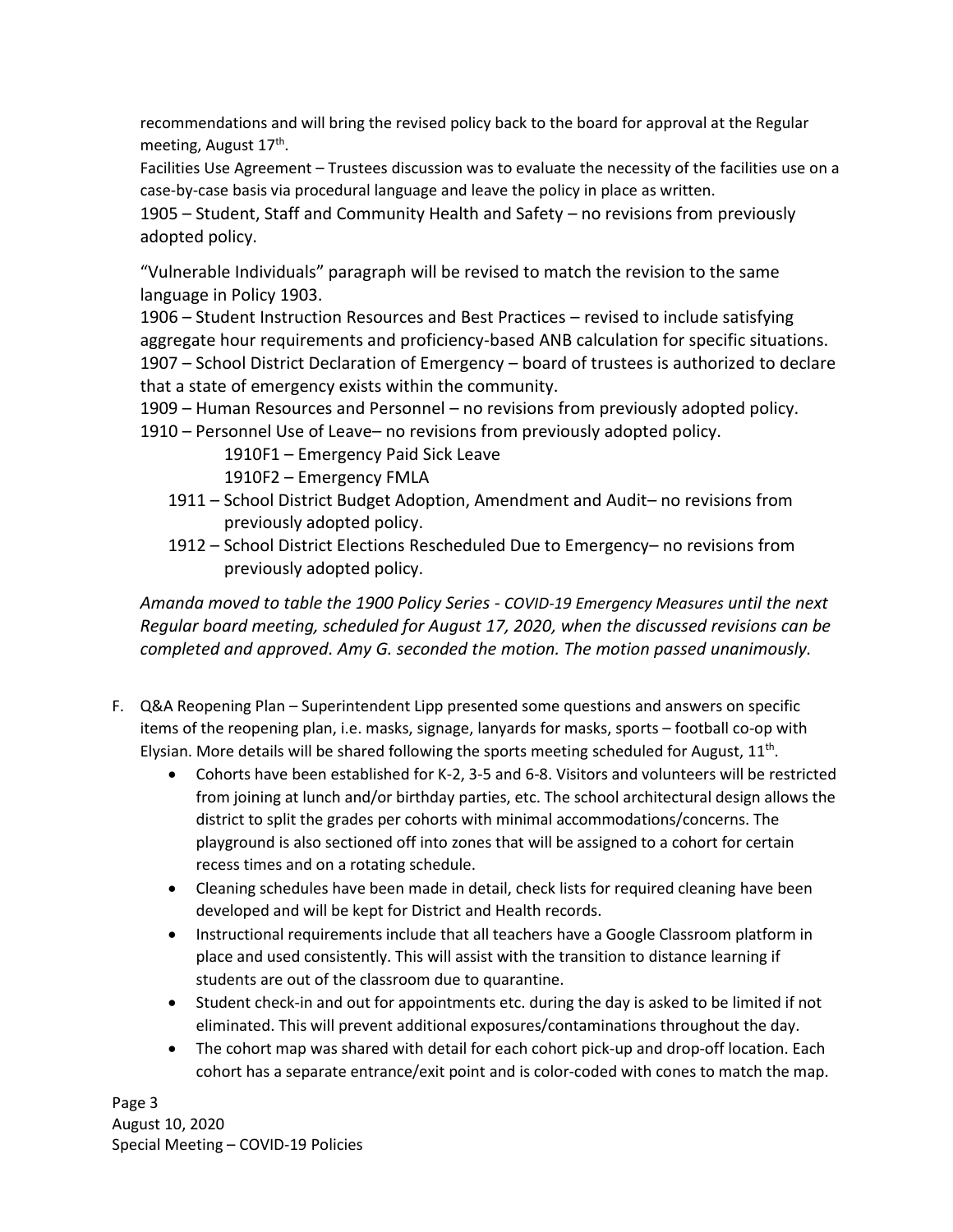recommendations and will bring the revised policy back to the board for approval at the Regular meeting, August 17th.

Facilities Use Agreement – Trustees discussion was to evaluate the necessity of the facilities use on a case-by-case basis via procedural language and leave the policy in place as written.

1905 – Student, Staff and Community Health and Safety – no revisions from previously adopted policy.

"Vulnerable Individuals" paragraph will be revised to match the revision to the same language in Policy 1903.

1906 – Student Instruction Resources and Best Practices – revised to include satisfying aggregate hour requirements and proficiency-based ANB calculation for specific situations.

1907 – School District Declaration of Emergency – board of trustees is authorized to declare that a state of emergency exists within the community.

1909 – Human Resources and Personnel – no revisions from previously adopted policy.

1910 – Personnel Use of Leave– no revisions from previously adopted policy.

- 1910F1 – Emergency Paid Sick Leave
- 1910F2 – Emergency FMLA

1911 – School District Budget Adoption, Amendment and Audit– no revisions from previously adopted policy.

1912 – School District Elections Rescheduled Due to Emergency– no revisions from previously adopted policy.

*Amanda moved to table the 1900 Policy Series - COVID-19 Emergency Measures until the next Regular board meeting, scheduled for August 17, 2020, when the discussed revisions can be completed and approved. Amy G. seconded the motion. The motion passed unanimously.*

F. Q&A Reopening Plan – Superintendent Lipp presented some questions and answers on specific items of the reopening plan, i.e. masks, signage, lanyards for masks, sports – football co-op with Elysian. More details will be shared following the sports meeting scheduled for August, 11th.

- Cohorts have been established for K-2, 3-5 and 6-8. Visitors and volunteers will be restricted from joining at lunch and/or birthday parties, etc. The school architectural design allows the district to split the grades per cohorts with minimal accommodations/concerns. The playground is also sectioned off into zones that will be assigned to a cohort for certain recess times and on a rotating schedule.
- Cleaning schedules have been made in detail, check lists for required cleaning have been developed and will be kept for District and Health records.
- Instructional requirements include that all teachers have a Google Classroom platform in place and used consistently. This will assist with the transition to distance learning if students are out of the classroom due to quarantine.
- Student check-in and out for appointments etc. during the day is asked to be limited if not eliminated. This will prevent additional exposures/contaminations throughout the day.
- The cohort map was shared with detail for each cohort pick-up and drop-off location. Each cohort has a separate entrance/exit point and is color-coded with cones to match the map.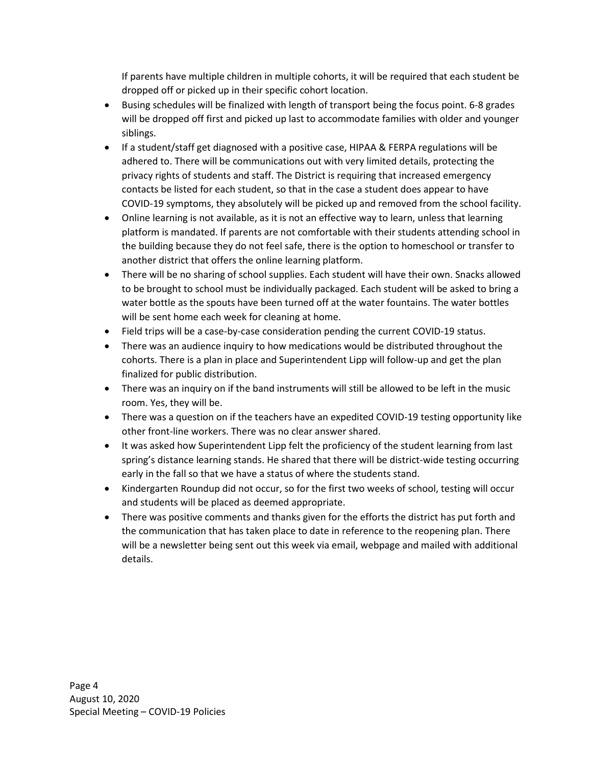If parents have multiple children in multiple cohorts, it will be required that each student be dropped off or picked up in their specific cohort location.

- Busing schedules will be finalized with length of transport being the focus point. 6-8 grades will be dropped off first and picked up last to accommodate families with older and younger siblings.
- If a student/staff get diagnosed with a positive case, HIPAA & FERPA regulations will be adhered to. There will be communications out with very limited details, protecting the privacy rights of students and staff. The District is requiring that increased emergency contacts be listed for each student, so that in the case a student does appear to have COVID-19 symptoms, they absolutely will be picked up and removed from the school facility.
- Online learning is not available, as it is not an effective way to learn, unless that learning platform is mandated. If parents are not comfortable with their students attending school in the building because they do not feel safe, there is the option to homeschool or transfer to another district that offers the online learning platform.
- There will be no sharing of school supplies. Each student will have their own. Snacks allowed to be brought to school must be individually packaged. Each student will be asked to bring a water bottle as the spouts have been turned off at the water fountains. The water bottles will be sent home each week for cleaning at home.
- Field trips will be a case-by-case consideration pending the current COVID-19 status.
- There was an audience inquiry to how medications would be distributed throughout the cohorts. There is a plan in place and Superintendent Lipp will follow-up and get the plan finalized for public distribution.
- There was an inquiry on if the band instruments will still be allowed to be left in the music room. Yes, they will be.
- There was a question on if the teachers have an expedited COVID-19 testing opportunity like other front-line workers. There was no clear answer shared.
- It was asked how Superintendent Lipp felt the proficiency of the student learning from last spring's distance learning stands. He shared that there will be district-wide testing occurring early in the fall so that we have a status of where the students stand.
- Kindergarten Roundup did not occur, so for the first two weeks of school, testing will occur and students will be placed as deemed appropriate.
- There was positive comments and thanks given for the efforts the district has put forth and the communication that has taken place to date in reference to the reopening plan. There will be a newsletter being sent out this week via email, webpage and mailed with additional details.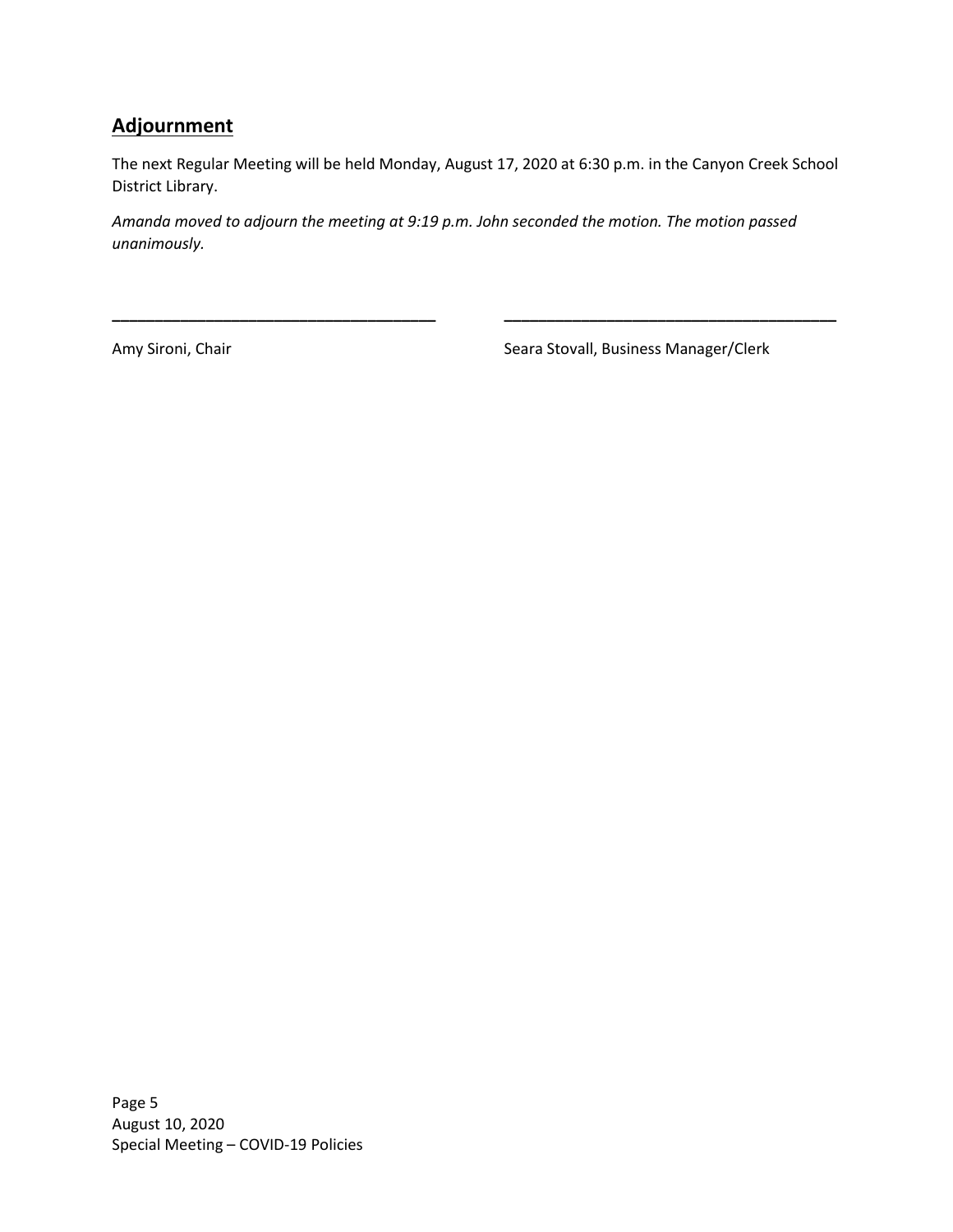## Adjournment

The next Regular Meeting will be held Monday, August 17, 2020 at 6:30 p.m. in the Canyon Creek School District Library.

*Amanda moved to adjourn the meeting at 9:19 p.m. John seconded the motion. The motion passed unanimously.*

\_\_\_\_\_\_\_\_\_\_\_\_\_\_\_\_\_\_\_\_\_\_\_\_\_\_\_\_\_\_\_\_\_\_\_\_\_\_

Amy Sironi, Chair

\_\_\_\_\_\_\_\_\_\_\_\_\_\_\_\_\_\_\_\_\_\_\_\_\_\_\_\_\_\_\_\_\_\_\_\_\_\_

Seara Stovall, Business Manager/Clerk